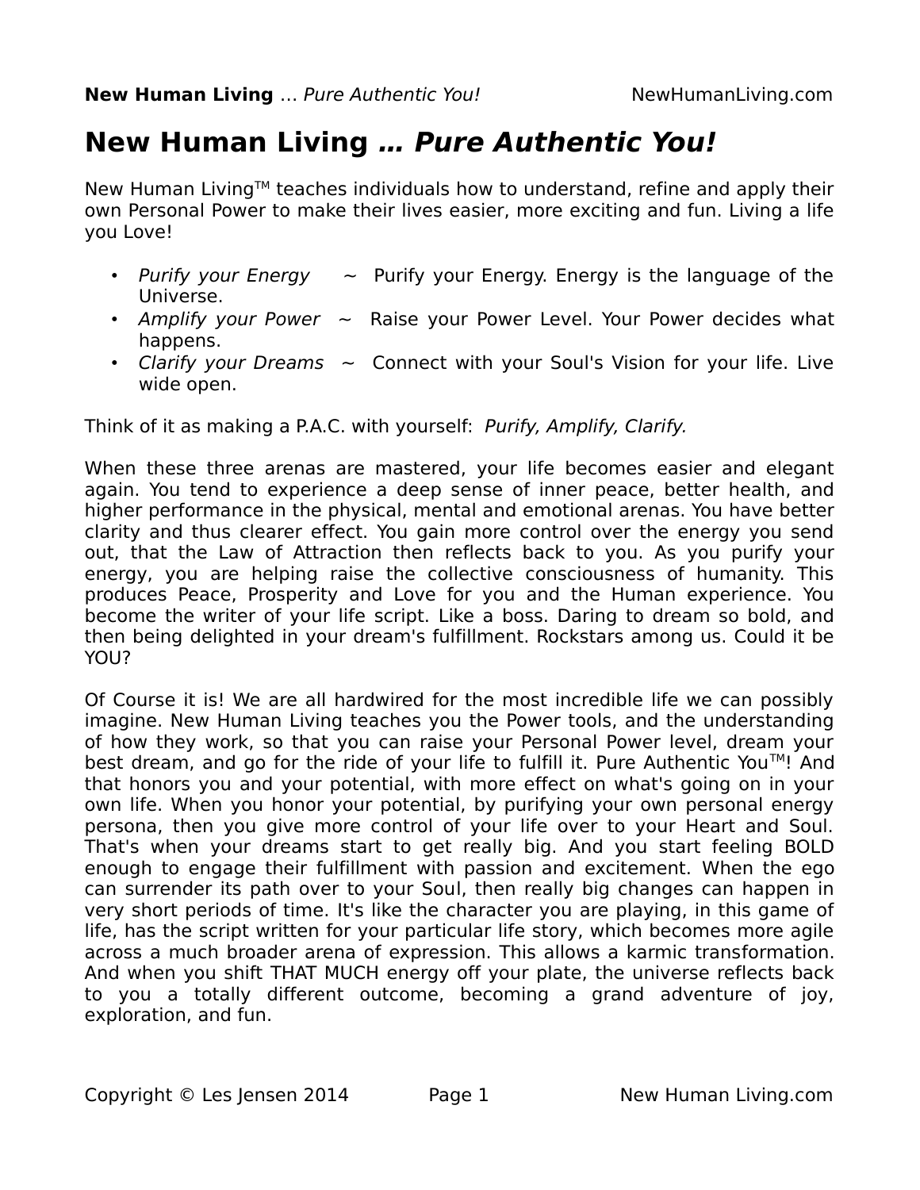# New Human Living … *Pure Authentic You!*

New Human Living™ teaches individuals how to understand, refine and apply their own Personal Power to make their lives easier, more exciting and fun. Living a life you Love!

- *Purify your Energy* ~ Purify your Energy. Energy is the language of the Universe.
- *Amplify your Power* ~ Raise your Power Level. Your Power decides what happens.
- *Clarify your Dreams* ~ Connect with your Soul's Vision for your life. Live wide open.

Think of it as making a P.A.C. with yourself: *Purify, Amplify, Clarify.*

When these three arenas are mastered, your life becomes easier and elegant again. You tend to experience a deep sense of inner peace, better health, and higher performance in the physical, mental and emotional arenas. You have better clarity and thus clearer effect. You gain more control over the energy you send out, that the Law of Attraction then reflects back to you. As you purify your energy, you are helping raise the collective consciousness of humanity. This produces Peace, Prosperity and Love for you and the Human experience. You become the writer of your life script. Like a boss. Daring to dream so bold, and then being delighted in your dream's fulfillment. Rockstars among us. Could it be YOU?

Of Course it is! We are all hardwired for the most incredible life we can possibly imagine. New Human Living teaches you the Power tools, and the understanding of how they work, so that you can raise your Personal Power level, dream your best dream, and go for the ride of your life to fulfill it. Pure Authentic You™! And that honors you and your potential, with more effect on what's going on in your own life. When you honor your potential, by purifying your own personal energy persona, then you give more control of your life over to your Heart and Soul. That's when your dreams start to get really big. And you start feeling BOLD enough to engage their fulfillment with passion and excitement. When the ego can surrender its path over to your Soul, then really big changes can happen in very short periods of time. It's like the character you are playing, in this game of life, has the script written for your particular life story, which becomes more agile across a much broader arena of expression. This allows a karmic transformation. And when you shift THAT MUCH energy off your plate, the universe reflects back to you a totally different outcome, becoming a grand adventure of joy, exploration, and fun.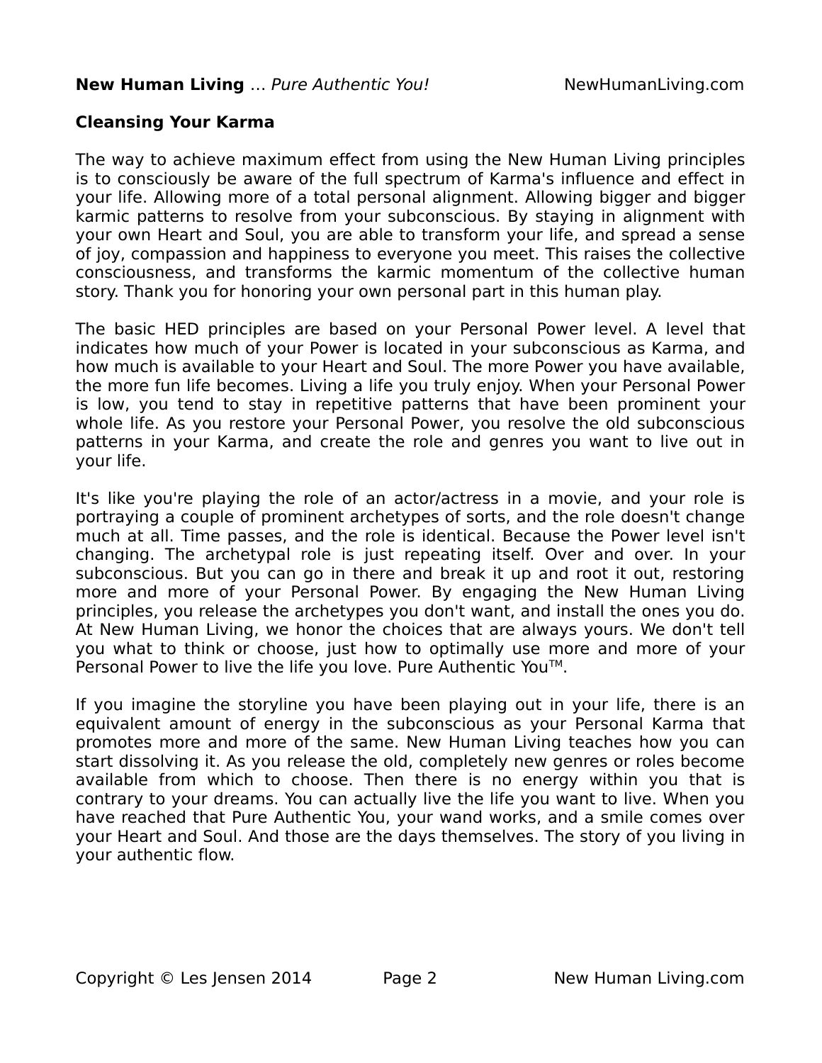## Cleansing Your Karma

The way to achieve maximum effect from using the New Human Living principles is to consciously be aware of the full spectrum of Karma's influence and effect in your life. Allowing more of a total personal alignment. Allowing bigger and bigger karmic patterns to resolve from your subconscious. By staying in alignment with your own Heart and Soul, you are able to transform your life, and spread a sense of joy, compassion and happiness to everyone you meet. This raises the collective consciousness, and transforms the karmic momentum of the collective human story. Thank you for honoring your own personal part in this human play.

The basic HED principles are based on your Personal Power level. A level that indicates how much of your Power is located in your subconscious as Karma, and how much is available to your Heart and Soul. The more Power you have available, the more fun life becomes. Living a life you truly enjoy. When your Personal Power is low, you tend to stay in repetitive patterns that have been prominent your whole life. As you restore your Personal Power, you resolve the old subconscious patterns in your Karma, and create the role and genres you want to live out in your life.

It's like you're playing the role of an actor/actress in a movie, and your role is portraying a couple of prominent archetypes of sorts, and the role doesn't change much at all. Time passes, and the role is identical. Because the Power level isn't changing. The archetypal role is just repeating itself. Over and over. In your subconscious. But you can go in there and break it up and root it out, restoring more and more of your Personal Power. By engaging the New Human Living principles, you release the archetypes you don't want, and install the ones you do. At New Human Living, we honor the choices that are always yours. We don't tell you what to think or choose, just how to optimally use more and more of your Personal Power to live the life you love. Pure Authentic You™.

If you imagine the storyline you have been playing out in your life, there is an equivalent amount of energy in the subconscious as your Personal Karma that promotes more and more of the same. New Human Living teaches how you can start dissolving it. As you release the old, completely new genres or roles become available from which to choose. Then there is no energy within you that is contrary to your dreams. You can actually live the life you want to live. When you have reached that Pure Authentic You, your wand works, and a smile comes over your Heart and Soul. And those are the days themselves. The story of you living in your authentic flow.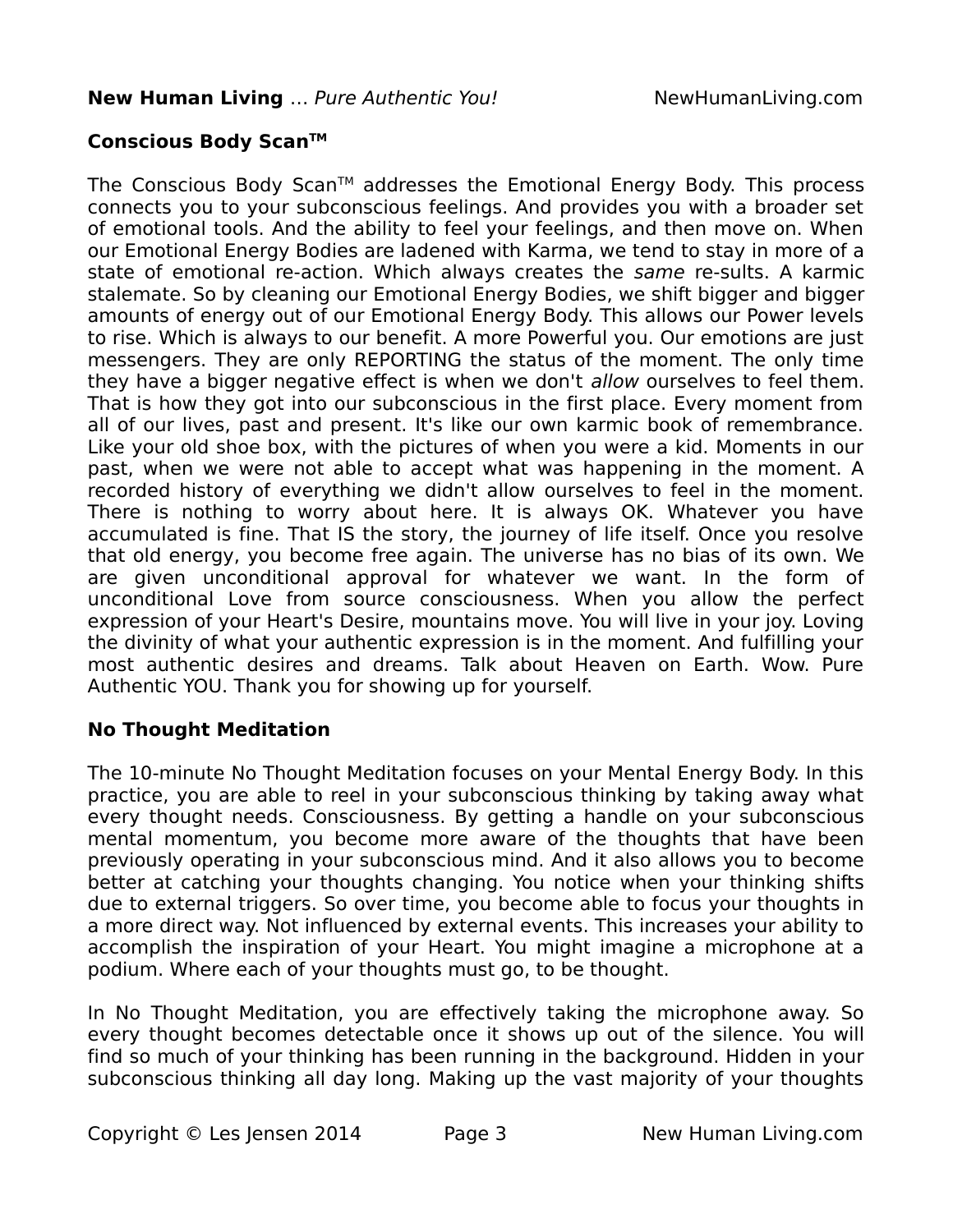## Conscious Body Scan™

The Conscious Body Scan™ addresses the Emotional Energy Body. This process connects you to your subconscious feelings. And provides you with a broader set of emotional tools. And the ability to feel your feelings, and then move on. When our Emotional Energy Bodies are ladened with Karma, we tend to stay in more of a state of emotional re-action. Which always creates the *same* re-sults. A karmic stalemate. So by cleaning our Emotional Energy Bodies, we shift bigger and bigger amounts of energy out of our Emotional Energy Body. This allows our Power levels to rise. Which is always to our benefit. A more Powerful you. Our emotions are just messengers. They are only REPORTING the status of the moment. The only time they have a bigger negative effect is when we don't *allow* ourselves to feel them. That is how they got into our subconscious in the first place. Every moment from all of our lives, past and present. It's like our own karmic book of remembrance. Like your old shoe box, with the pictures of when you were a kid. Moments in our past, when we were not able to accept what was happening in the moment. A recorded history of everything we didn't allow ourselves to feel in the moment. There is nothing to worry about here. It is always OK. Whatever you have accumulated is fine. That IS the story, the journey of life itself. Once you resolve that old energy, you become free again. The universe has no bias of its own. We are given unconditional approval for whatever we want. In the form of unconditional Love from source consciousness. When you allow the perfect expression of your Heart's Desire, mountains move. You will live in your joy. Loving the divinity of what your authentic expression is in the moment. And fulfilling your most authentic desires and dreams. Talk about Heaven on Earth. Wow. Pure Authentic YOU. Thank you for showing up for yourself.

## No Thought Meditation

The 10-minute No Thought Meditation focuses on your Mental Energy Body. In this practice, you are able to reel in your subconscious thinking by taking away what every thought needs. Consciousness. By getting a handle on your subconscious mental momentum, you become more aware of the thoughts that have been previously operating in your subconscious mind. And it also allows you to become better at catching your thoughts changing. You notice when your thinking shifts due to external triggers. So over time, you become able to focus your thoughts in a more direct way. Not influenced by external events. This increases your ability to accomplish the inspiration of your Heart. You might imagine a microphone at a podium. Where each of your thoughts must go, to be thought.

In No Thought Meditation, you are effectively taking the microphone away. So every thought becomes detectable once it shows up out of the silence. You will find so much of your thinking has been running in the background. Hidden in your subconscious thinking all day long. Making up the vast majority of your thoughts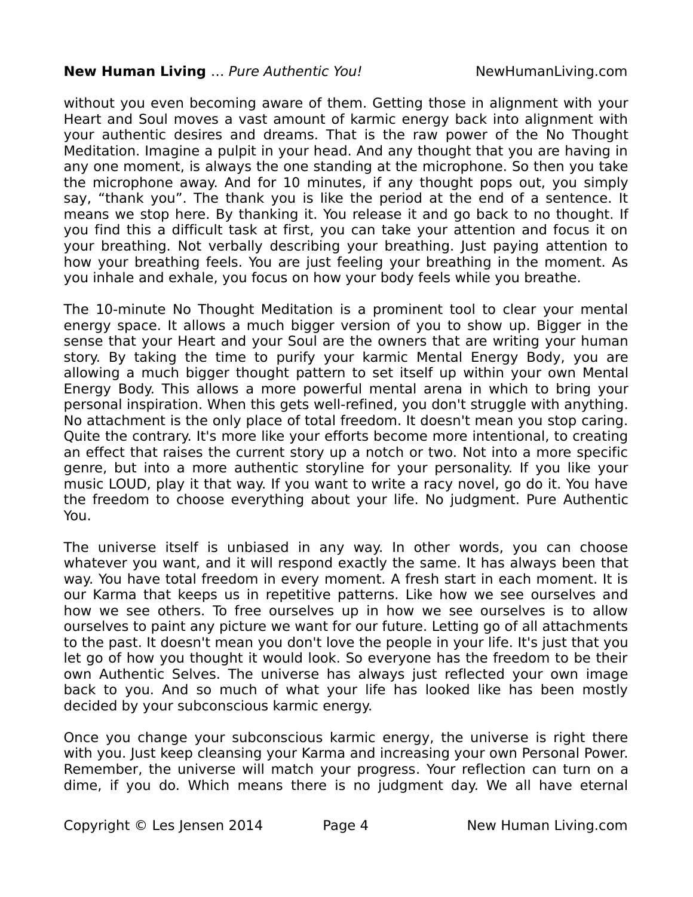without you even becoming aware of them. Getting those in alignment with your Heart and Soul moves a vast amount of karmic energy back into alignment with your authentic desires and dreams. That is the raw power of the No Thought Meditation. Imagine a pulpit in your head. And any thought that you are having in any one moment, is always the one standing at the microphone. So then you take the microphone away. And for 10 minutes, if any thought pops out, you simply say, "thank you". The thank you is like the period at the end of a sentence. It means we stop here. By thanking it. You release it and go back to no thought. If you find this a difficult task at first, you can take your attention and focus it on your breathing. Not verbally describing your breathing. Just paying attention to how your breathing feels. You are just feeling your breathing in the moment. As you inhale and exhale, you focus on how your body feels while you breathe.

The 10-minute No Thought Meditation is a prominent tool to clear your mental energy space. It allows a much bigger version of you to show up. Bigger in the sense that your Heart and your Soul are the owners that are writing your human story. By taking the time to purify your karmic Mental Energy Body, you are allowing a much bigger thought pattern to set itself up within your own Mental Energy Body. This allows a more powerful mental arena in which to bring your personal inspiration. When this gets well-refined, you don't struggle with anything. No attachment is the only place of total freedom. It doesn't mean you stop caring. Quite the contrary. It's more like your efforts become more intentional, to creating an effect that raises the current story up a notch or two. Not into a more specific genre, but into a more authentic storyline for your personality. If you like your music LOUD, play it that way. If you want to write a racy novel, go do it. You have the freedom to choose everything about your life. No judgment. Pure Authentic You.

The universe itself is unbiased in any way. In other words, you can choose whatever you want, and it will respond exactly the same. It has always been that way. You have total freedom in every moment. A fresh start in each moment. It is our Karma that keeps us in repetitive patterns. Like how we see ourselves and how we see others. To free ourselves up in how we see ourselves is to allow ourselves to paint any picture we want for our future. Letting go of all attachments to the past. It doesn't mean you don't love the people in your life. It's just that you let go of how you thought it would look. So everyone has the freedom to be their own Authentic Selves. The universe has always just reflected your own image back to you. And so much of what your life has looked like has been mostly decided by your subconscious karmic energy.

Once you change your subconscious karmic energy, the universe is right there with you. Just keep cleansing your Karma and increasing your own Personal Power. Remember, the universe will match your progress. Your reflection can turn on a dime, if you do. Which means there is no judgment day. We all have eternal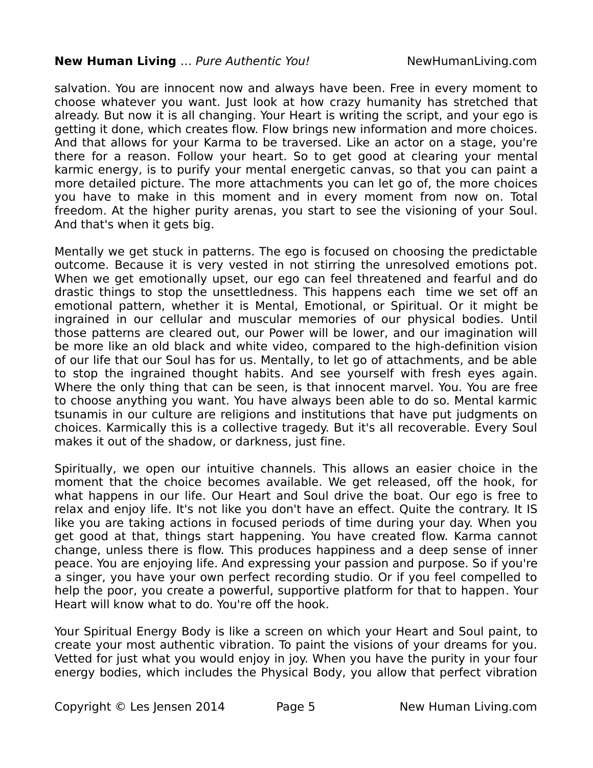salvation. You are innocent now and always have been. Free in every moment to choose whatever you want. Just look at how crazy humanity has stretched that already. But now it is all changing. Your Heart is writing the script, and your ego is getting it done, which creates flow. Flow brings new information and more choices. And that allows for your Karma to be traversed. Like an actor on a stage, you're there for a reason. Follow your heart. So to get good at clearing your mental karmic energy, is to purify your mental energetic canvas, so that you can paint a more detailed picture. The more attachments you can let go of, the more choices you have to make in this moment and in every moment from now on. Total freedom. At the higher purity arenas, you start to see the visioning of your Soul. And that's when it gets big.

Mentally we get stuck in patterns. The ego is focused on choosing the predictable outcome. Because it is very vested in not stirring the unresolved emotions pot. When we get emotionally upset, our ego can feel threatened and fearful and do drastic things to stop the unsettledness. This happens each  time we set off an emotional pattern, whether it is Mental, Emotional, or Spiritual. Or it might be ingrained in our cellular and muscular memories of our physical bodies. Until those patterns are cleared out, our Power will be lower, and our imagination will be more like an old black and white video, compared to the high-definition vision of our life that our Soul has for us. Mentally, to let go of attachments, and be able to stop the ingrained thought habits. And see yourself with fresh eyes again. Where the only thing that can be seen, is that innocent marvel. You. You are free to choose anything you want. You have always been able to do so. Mental karmic tsunamis in our culture are religions and institutions that have put judgments on choices. Karmically this is a collective tragedy. But it's all recoverable. Every Soul makes it out of the shadow, or darkness, just fine.

Spiritually, we open our intuitive channels. This allows an easier choice in the moment that the choice becomes available. We get released, off the hook, for what happens in our life. Our Heart and Soul drive the boat. Our ego is free to relax and enjoy life. It's not like you don't have an effect. Quite the contrary. It IS like you are taking actions in focused periods of time during your day. When you get good at that, things start happening. You have created flow. Karma cannot change, unless there is flow. This produces happiness and a deep sense of inner peace. You are enjoying life. And expressing your passion and purpose. So if you're a singer, you have your own perfect recording studio. Or if you feel compelled to help the poor, you create a powerful, supportive platform for that to happen. Your Heart will know what to do. You're off the hook.

Your Spiritual Energy Body is like a screen on which your Heart and Soul paint, to create your most authentic vibration. To paint the visions of your dreams for you. Vetted for just what you would enjoy in joy. When you have the purity in your four energy bodies, which includes the Physical Body, you allow that perfect vibration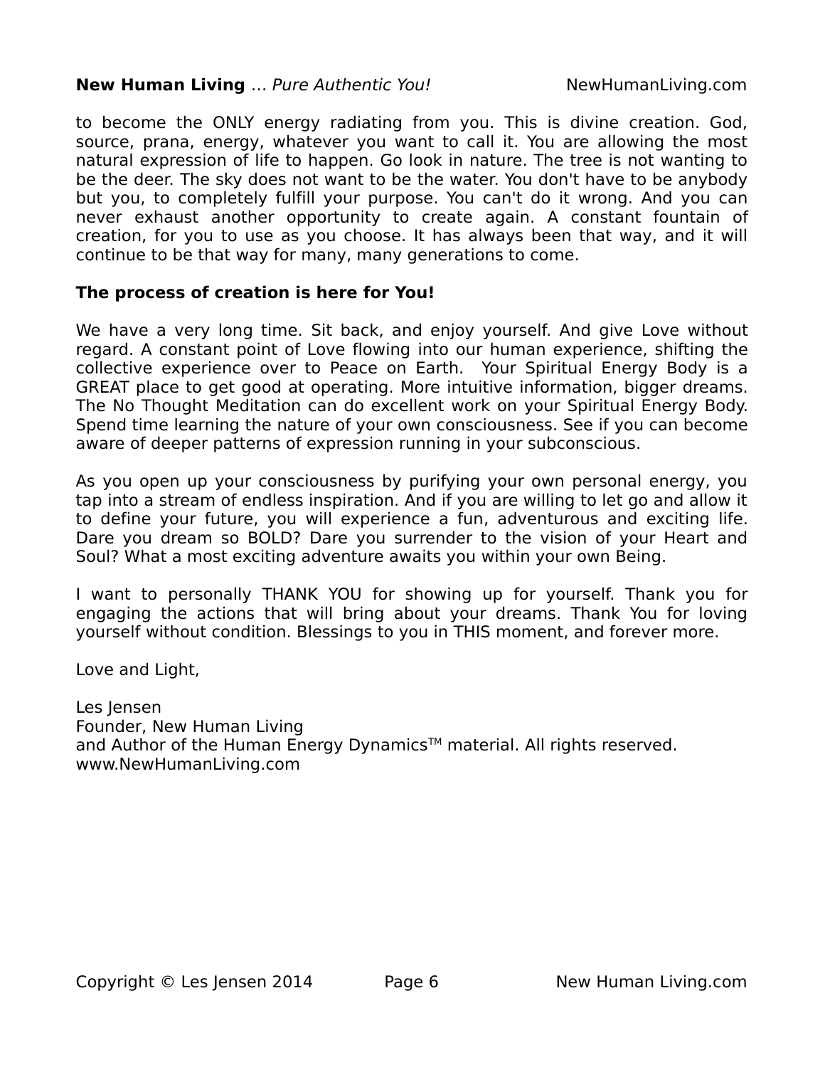to become the ONLY energy radiating from you. This is divine creation. God, source, prana, energy, whatever you want to call it. You are allowing the most natural expression of life to happen. Go look in nature. The tree is not wanting to be the deer. The sky does not want to be the water. You don't have to be anybody but you, to completely fulfill your purpose. You can't do it wrong. And you can never exhaust another opportunity to create again. A constant fountain of creation, for you to use as you choose. It has always been that way, and it will continue to be that way for many, many generations to come.

**The process of creation is here for You!**

We have a very long time. Sit back, and enjoy yourself. And give Love without regard. A constant point of Love flowing into our human experience, shifting the collective experience over to Peace on Earth. Your Spiritual Energy Body is a GREAT place to get good at operating. More intuitive information, bigger dreams. The No Thought Meditation can do excellent work on your Spiritual Energy Body. Spend time learning the nature of your own consciousness. See if you can become aware of deeper patterns of expression running in your subconscious.

As you open up your consciousness by purifying your own personal energy, you tap into a stream of endless inspiration. And if you are willing to let go and allow it to define your future, you will experience a fun, adventurous and exciting life. Dare you dream so BOLD? Dare you surrender to the vision of your Heart and Soul? What a most exciting adventure awaits you within your own Being.

I want to personally THANK YOU for showing up for yourself. Thank you for engaging the actions that will bring about your dreams. Thank You for loving yourself without condition. Blessings to you in THIS moment, and forever more.

Love and Light,

Les Jensen
Founder, New Human Living
and Author of the Human Energy Dynamics™ material. All rights reserved.
www.NewHumanLiving.com